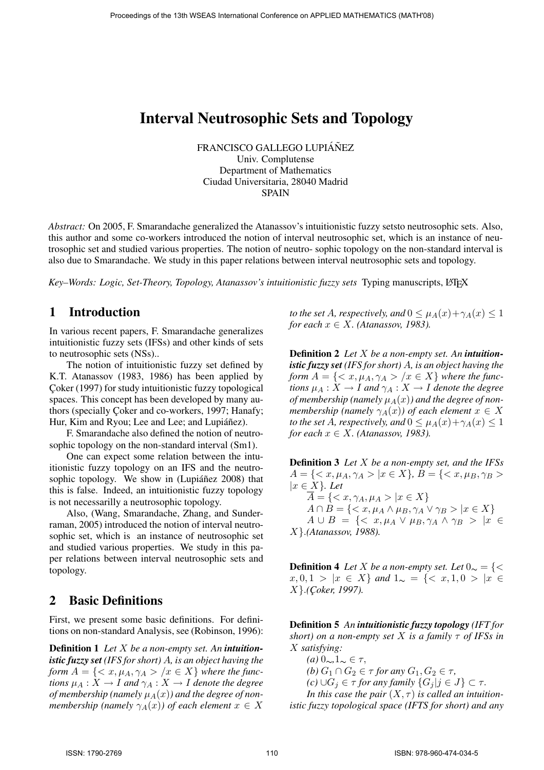# Interval Neutrosophic Sets and Topology

FRANCISCO GALLEGO LUPIÁÑEZ
Univ. Complutense
Department of Mathematics
Ciudad Universitaria, 28040 Madrid
SPAIN

*Abstract:* On 2005, F. Smarandache generalized the Atanassov's intuitionistic fuzzy setsto neutrosophic sets. Also, this author and some co-workers introduced the notion of interval neutrosophic set, which is an instance of neutrosophic set and studied various properties. The notion of neutro- sophic topology on the non-standard interval is also due to Smarandache. We study in this paper relations between interval neutrosophic sets and topology.

*Key–Words: Logic, Set-Theory, Topology, Atanassov's intuitionistic fuzzy sets* Typing manuscripts, LaTeX

## 1 Introduction

In various recent papers, F. Smarandache generalizes intuitionistic fuzzy sets (IFSs) and other kinds of sets to neutrosophic sets (NSs)..

The notion of intuitionistic fuzzy set defined by K.T. Atanassov (1983, 1986) has been applied by Çoker (1997) for study intuitionistic fuzzy topological spaces. This concept has been developed by many authors (specially Çoker and co-workers, 1997; Hanafy; Hur, Kim and Ryou; Lee and Lee; and Lupiáñez).

F. Smarandache also defined the notion of neutrosophic topology on the non-standard interval (Sm1).

One can expect some relation between the intuitionistic fuzzy topology on an IFS and the neutrosophic topology. We show in (Lupiáñez 2008) that this is false. Indeed, an intuitionistic fuzzy topology is not necessarilly a neutrosophic topology.

Also, (Wang, Smarandache, Zhang, and Sunderraman, 2005) introduced the notion of interval neutrosophic set, which is an instance of neutrosophic set and studied various properties. We study in this paper relations between interval neutrosophic sets and topology.

## 2 Basic Definitions

First, we present some basic definitions. For definitions on non-standard Analysis, see (Robinson, 1996):

**Definition 1** *Let $X$ be a non-empty set. An **intuitionistic fuzzy set** (IFS for short) $A$, is an object having the form $A = \{< x, \mu_A, \gamma_A > /x \in X\}$ where the functions $\mu_A : X \to I$ and $\gamma_A : X \to I$ denote the degree of membership (namely $\mu_A(x)$) and the degree of non-membership (namely $\gamma_A(x)$) of each element $x \in X$ to the set $A$, respectively, and $0 \leq \mu_A(x)+\gamma_A(x) \leq 1$ for each $x \in X$. (Atanassov, 1983).*

**Definition 2** *Let $X$ be a non-empty set. An **intuitionistic fuzzy set** (IFS for short) $A$, is an object having the form $A = \{< x, \mu_A, \gamma_A > /x \in X\}$ where the functions $\mu_A : X \to I$ and $\gamma_A : X \to I$ denote the degree of membership (namely $\mu_A(x)$) and the degree of non-membership (namely $\gamma_A(x)$) of each element $x \in X$ to the set $A$, respectively, and $0 \leq \mu_A(x)+\gamma_A(x) \leq 1$ for each $x \in X$. (Atanassov, 1983).*

**Definition 3** *Let $X$ be a non-empty set, and the IFSs $A = \{< x, \mu_A, \gamma_A > |x \in X\}$, $B = \{< x, \mu_B, \gamma_B > |x \in X\}$. Let*

$\overline{A} = \{< x, \gamma_A, \mu_A > |x \in X\}$

$A \cap B = \{< x, \mu_A \wedge \mu_B, \gamma_A \vee \gamma_B > |x \in X\}$

$A \cup B = \{< x, \mu_A \vee \mu_B, \gamma_A \wedge \gamma_B > |x \in X\}$*.(Atanassov, 1988).*

**Definition 4** *Let $X$ be a non-empty set. Let $0_\sim = \{< x, 0, 1 > |x \in X\}$ and $1_\sim = \{< x, 1, 0 > |x \in X\}$.(Çoker, 1997).*

**Definition 5** *An **intuitionistic fuzzy topology** (IFT for short) on a non-empty set $X$ is a family $\tau$ of IFSs in $X$ satisfying:*

*(a) $0_\sim, 1_\sim \in \tau$,*

*(b) $G_1 \cap G_2 \in \tau$ for any $G_1, G_2 \in \tau$,*

*(c) $\cup G_j \in \tau$ for any family $\{G_j | j \in J\} \subset \tau$.*

*In this case the pair $(X, \tau)$ is called an intuitionistic fuzzy topological space (IFTS for short) and any*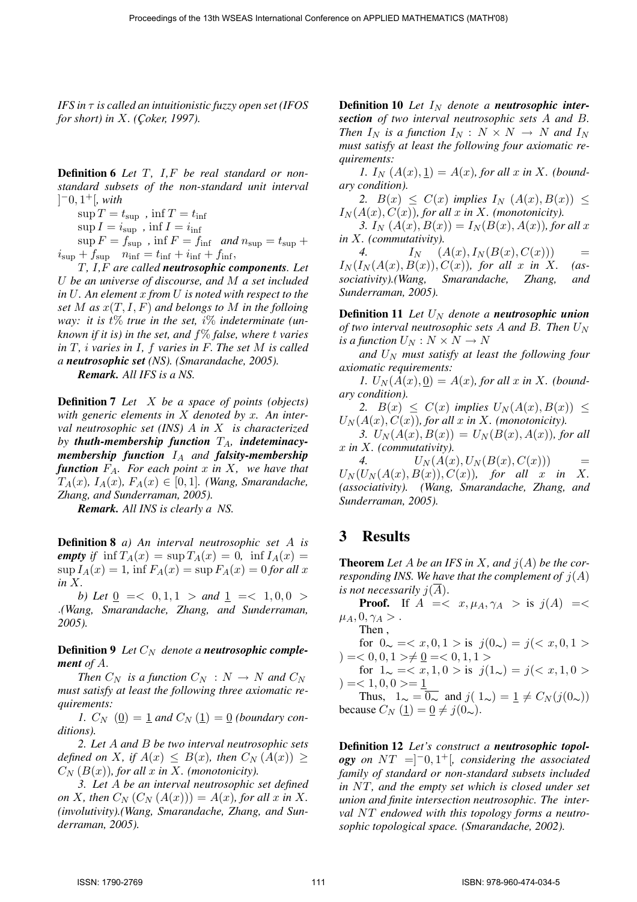*IFS in $\tau$ is called an intuitionistic fuzzy open set (IFOS for short) in $X$. (Çoker, 1997).*

**Definition 6** *Let $T$, $I$,$F$ be real standard or non-standard subsets of the non-standard unit interval $]^{-}0, 1^{+}[$, with*

$\sup T = t_{\sup}$ , $\inf T = t_{\inf}$

$\sup I = i_{\sup}$ , $\inf I = i_{\inf}$

$\sup F = f_{\sup}$ , $\inf F = f_{\inf}$ *and* $n_{\sup} = t_{\sup} + i_{\sup} + f_{\sup}$ $n_{\inf} = t_{\inf} + i_{\inf} + f_{\inf}$,

*$T$, $I$,$F$ are called **neutrosophic components**. Let $U$ be an universe of discourse, and $M$ a set included in $U$. An element $x$ from $U$ is noted with respect to the set $M$ as $x(T, I, F)$ and belongs to $M$ in the folloing way: it is $t\%$ true in the set, $i\%$ indeterminate (unknown if it is) in the set, and $f\%$ false, where $t$ varies in $T$, $i$ varies in $I$, $f$ varies in $F$. The set $M$ is called a **neutrosophic set** (NS). (Smarandache, 2005).*

***Remark.** All IFS is a NS.*

**Definition 7** *Let $X$ be a space of points (objects) with generic elements in $X$ denoted by $x$. An interval neutrosophic set (INS) $A$ in $X$ is characterized by **thuth-membership function** $T_A$, **indeteminacy-membership function** $I_A$ and **falsity-membership function** $F_A$. For each point $x$ in $X$, we have that $T_A(x)$, $I_A(x)$, $F_A(x) \in [0, 1]$. (Wang, Smarandache, Zhang, and Sunderraman, 2005).*

***Remark.** All INS is clearly a NS.*

**Definition 8** *a) An interval neutrosophic set $A$ is **empty** if $\inf T_A(x) = \sup T_A(x) = 0$, $\inf I_A(x) = \sup I_A(x) = 1$, $\inf F_A(x) = \sup F_A(x) = 0$ for all $x$ in $X$.*

*b) Let $\underline{0} =< 0, 1, 1 >$ and $\underline{1} =< 1, 0, 0 >$ .(Wang, Smarandache, Zhang, and Sunderraman, 2005).*

**Definition 9** *Let $C_N$ denote a **neutrosophic complement** of $A$.*

*Then $C_N$ is a function $C_N : N \to N$ and $C_N$ must satisfy at least the following three axiomatic requirements:*

*1. $C_N$ $(\underline{0}) = \underline{1}$ and $C_N$ $(\underline{1}) = \underline{0}$ (boundary conditions).*

*2. Let $A$ and $B$ be two interval neutrosophic sets defined on $X$, if $A(x) \leq B(x)$, then $C_N (A(x)) \geq C_N (B(x))$, for all $x$ in $X$. (monotonicity).*

*3. Let $A$ be an interval neutrosophic set defined on $X$, then $C_N (C_N (A(x))) = A(x)$, for all $x$ in $X$. (involutivity).(Wang, Smarandache, Zhang, and Sunderraman, 2005).*

**Definition 10** *Let $I_N$ denote a **neutrosophic intersection** of two interval neutrosophic sets $A$ and $B$. Then $I_N$ is a function $I_N : N \times N \to N$ and $I_N$ must satisfy at least the following four axiomatic requirements:*

*1. $I_N$ $(A(x), \underline{1}) = A(x)$, for all $x$ in $X$. (boundary condition).*

*2. $B(x) \leq C(x)$ implies $I_N$ $(A(x), B(x)) \leq I_N(A(x), C(x))$, for all $x$ in $X$. (monotonicity).*

*3. $I_N$ $(A(x), B(x)) = I_N(B(x), A(x))$, for all $x$ in $X$. (commutativity).*

*4. $I_N$ $(A(x), I_N(B(x), C(x))) = I_N(I_N(A(x), B(x)), C(x))$, for all $x$ in $X$. (associativity).(Wang, Smarandache, Zhang, and Sunderraman, 2005).*

**Definition 11** *Let $U_N$ denote a **neutrosophic union** of two interval neutrosophic sets $A$ and $B$. Then $U_N$ is a function $U_N : N \times N \to N$*

*and $U_N$ must satisfy at least the following four axiomatic requirements:*

*1. $U_N(A(x), \underline{0}) = A(x)$, for all $x$ in $X$. (boundary condition).*

*2. $B(x) \leq C(x)$ implies $U_N(A(x), B(x)) \leq U_N(A(x), C(x))$, for all $x$ in $X$. (monotonicity).*

*3. $U_N(A(x), B(x)) = U_N(B(x), A(x))$, for all $x$ in $X$. (commutativity).*

*4. $U_N(A(x), U_N(B(x), C(x))) = U_N(U_N(A(x), B(x)), C(x))$, for all $x$ in $X$. (associativity). (Wang, Smarandache, Zhang, and Sunderraman, 2005).*

## 3 Results

**Theorem** *Let $A$ be an IFS in $X$, and $j(A)$ be the corresponding INS. We have that the complement of $j(A)$ is not necessarily $j(\overline{A})$.*

**Proof.** If $A =< x, \mu_A, \gamma_A >$ is $j(A) =< \mu_A, 0, \gamma_A >$ .

Then ,

for $0_\sim =< x, 0, 1 >$ is $j(0_\sim) = j(< x, 0, 1 >) =< 0, 0, 1 > \neq \underline{0} =< 0, 1, 1 >$

for $1_\sim =< x, 1, 0 >$ is $j(1_\sim) = j(< x, 1, 0 >) =< 1, 0, 0 >= \underline{1}$

Thus, $1_\sim = \overline{0_\sim}$ and $j(1_\sim) = \underline{1} \neq C_N(j(0_\sim))$ because $C_N$ $(\underline{1}) = \underline{0} \neq j(0_\sim)$.

**Definition 12** *Let's construct a **neutrosophic topology** on $NT = ]^{-}0, 1^{+}[$, considering the associated family of standard or non-standard subsets included in $NT$, and the empty set which is closed under set union and finite intersection neutrosophic. The interval $NT$ endowed with this topology forms a neutrosophic topological space. (Smarandache, 2002).*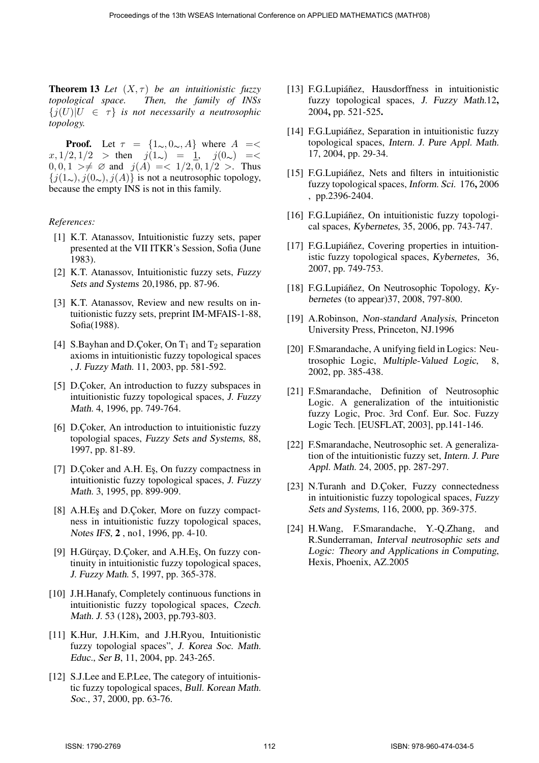**Theorem 13** *Let $(X, \tau)$ be an intuitionistic fuzzy topological space. Then, the family of INSs $\{j(U) | U \in \tau\}$ is not necessarily a neutrosophic topology.*

**Proof.** Let $\tau = \{1_{\sim}, 0_{\sim}, A\}$ where $A = < x, 1/2, 1/2 >$ then $j(1_{\sim}) = \underline{1}$, $j(0_{\sim}) = < 0, 0, 1 > \neq \varnothing$ and $j(A) = < 1/2, 0, 1/2 >$. Thus $\{j(1_{\sim}), j(0_{\sim}), j(A)\}$ is not a neutrosophic topology, because the empty INS is not in this family.

*References:*

[1] K.T. Atanassov, Intuitionistic fuzzy sets, paper presented at the VII ITKR's Session, Sofia (June 1983).

[2] K.T. Atanassov, Intuitionistic fuzzy sets, *Fuzzy Sets and Systems* 20,1986, pp. 87-96.

[3] K.T. Atanassov, Review and new results on intuitionistic fuzzy sets, preprint IM-MFAIS-1-88, Sofia(1988).

[4] S.Bayhan and D.Çoker, On $T_1$ and $T_2$ separation axioms in intuitionistic fuzzy topological spaces , *J. Fuzzy Math.* 11, 2003, pp. 581-592.

[5] D.Çoker, An introduction to fuzzy subspaces in intuitionistic fuzzy topological spaces, *J. Fuzzy Math.* 4, 1996, pp. 749-764.

[6] D.Çoker, An introduction to intuitionistic fuzzy topologial spaces, *Fuzzy Sets and Systems*, 88, 1997, pp. 81-89.

[7] D.Çoker and A.H. Eş, On fuzzy compactness in intuitionistic fuzzy topological spaces, *J. Fuzzy Math.* 3, 1995, pp. 899-909.

[8] A.H.Eş and D.Çoker, More on fuzzy compactness in intuitionistic fuzzy topological spaces, *Notes IFS*, **2** , no1, 1996, pp. 4-10.

[9] H.Gürçay, D.Çoker, and A.H.Eş, On fuzzy continuity in intuitionistic fuzzy topological spaces, *J. Fuzzy Math.* 5, 1997, pp. 365-378.

[10] J.H.Hanafy, Completely continuous functions in intuitionistic fuzzy topological spaces, *Czech. Math. J.* 53 (128)**,** 2003, pp.793-803.

[11] K.Hur, J.H.Kim, and J.H.Ryou, Intuitionistic fuzzy topologial spaces", *J. Korea Soc. Math. Educ., Ser B*, 11, 2004, pp. 243-265.

[12] S.J.Lee and E.P.Lee, The category of intuitionistic fuzzy topological spaces, *Bull. Korean Math. Soc.*, 37, 2000, pp. 63-76.

[13] F.G.Lupiáñez, Hausdorffness in intuitionistic fuzzy topological spaces, *J. Fuzzy Math.*12**,** 2004**,** pp. 521-525**.**

[14] F.G.Lupiáñez, Separation in intuitionistic fuzzy topological spaces, *Intern. J. Pure Appl. Math.* 17, 2004, pp. 29-34.

[15] F.G.Lupiáñez, Nets and filters in intuitionistic fuzzy topological spaces, *Inform. Sci.* 176**,** 2006 , pp.2396-2404.

[16] F.G.Lupiáñez, On intuitionistic fuzzy topological spaces, *Kybernetes*, 35, 2006, pp. 743-747.

[17] F.G.Lupiáñez, Covering properties in intuitionistic fuzzy topological spaces, *Kybernetes*, 36, 2007, pp. 749-753.

[18] F.G.Lupiáñez, On Neutrosophic Topology, *Kybernetes* (to appear)37, 2008, 797-800.

[19] A.Robinson, *Non-standard Analysis*, Princeton University Press, Princeton, NJ.1996

[20] F.Smarandache, A unifying field in Logics: Neutrosophic Logic, *Multiple-Valued Logic*, 8, 2002, pp. 385-438.

[21] F.Smarandache, Definition of Neutrosophic Logic. A generalization of the intuitionistic fuzzy Logic, Proc. 3rd Conf. Eur. Soc. Fuzzy Logic Tech. [EUSFLAT, 2003], pp.141-146.

[22] F.Smarandache, Neutrosophic set. A generalization of the intuitionistic fuzzy set, *Intern. J. Pure Appl. Math.* 24, 2005, pp. 287-297.

[23] N.Turanh and D.Çoker, Fuzzy connectedness in intuitionistic fuzzy topological spaces, *Fuzzy Sets and Systems*, 116, 2000, pp. 369-375.

[24] H.Wang, F.Smarandache, Y.-Q.Zhang, and R.Sunderraman, *Interval neutrosophic sets and Logic: Theory and Applications in Computing*, Hexis, Phoenix, AZ.2005